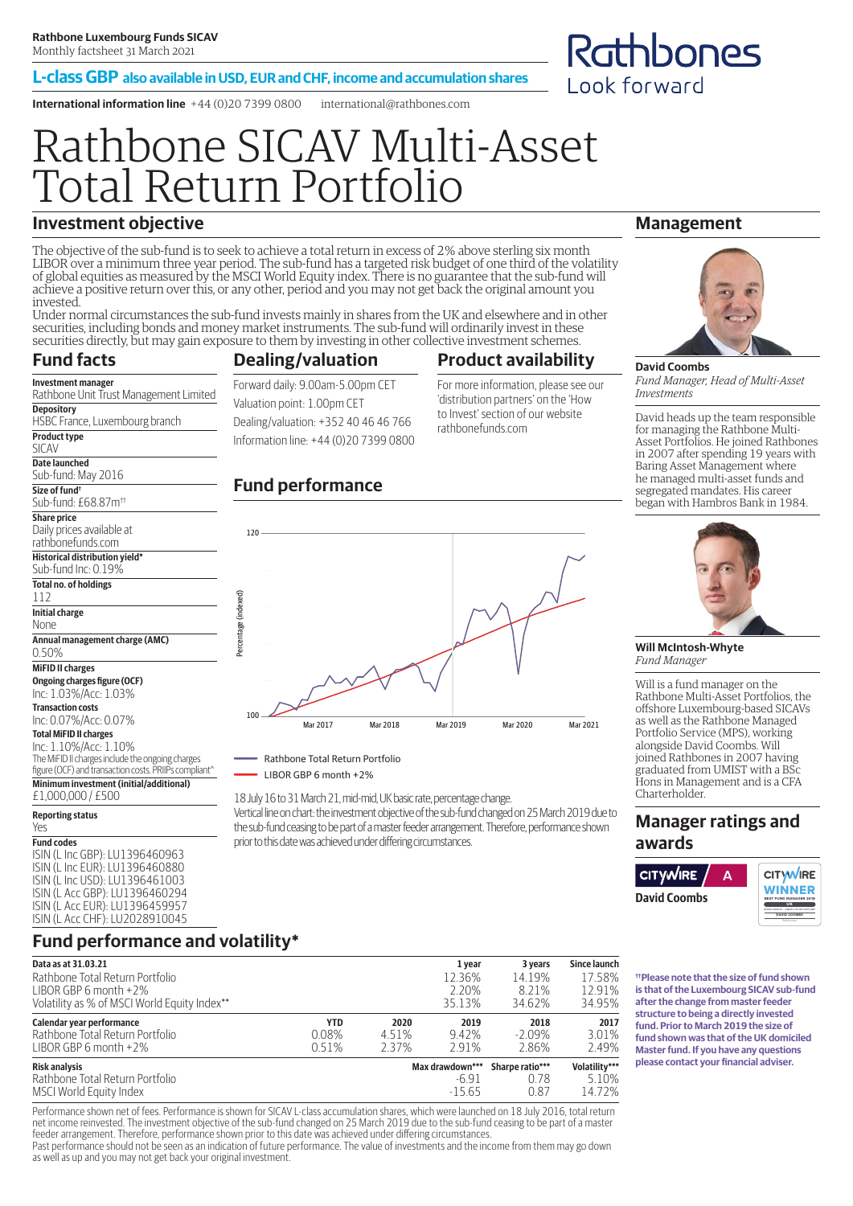**Rathbone Luxembourg Funds SICAV**
Monthly factsheet 31 March 2021

**L-class GBP** also available in USD, EUR and CHF, income and accumulation shares

**International information line** +44 (0)20 7399 0800 international@rathbones.com

Rathbones
Look forward

# Rathbone SICAV Multi-Asset Total Return Portfolio

## Investment objective

The objective of the sub-fund is to seek to achieve a total return in excess of 2% above sterling six month LIBOR over a minimum three year period. The sub-fund has a targeted risk budget of one third of the volatility of global equities as measured by the MSCI World Equity index. There is no guarantee that the sub-fund will achieve a positive return over this, or any other, period and you may not get back the original amount you invested.

Under normal circumstances the sub-fund invests mainly in shares from the UK and elsewhere and in other securities, including bonds and money market instruments. The sub-fund will ordinarily invest in these securities directly, but may gain exposure to them by investing in other collective investment schemes.

## Fund facts

**Investment manager**
Rathbone Unit Trust Management Limited

**Depository**
HSBC France, Luxembourg branch

**Product type**
SICAV

**Date launched**
Sub-fund: May 2016

**Size of fund†**
Sub-fund: £68.87m††

**Share price**
Daily prices available at rathbonefunds.com

**Historical distribution yield***
Sub-fund Inc: 0.19%

**Total no. of holdings**
112

**Initial charge**
None

**Annual management charge (AMC)**
0.50%

**MiFID II charges**

**Ongoing charges figure (OCF)**
Inc: 1.03%/Acc: 1.03%

**Transaction costs**
Inc: 0.07%/Acc: 0.07%

**Total MiFID II charges**
Inc: 1.10%/Acc: 1.10%

The MiFID II charges include the ongoing charges figure (OCF) and transaction costs. PRIIPs compliant^

**Minimum investment (initial/additional)**
£1,000,000 / £500

**Reporting status**
Yes

**Fund codes**
ISIN (L Inc GBP): LU1396460963
ISIN (L Inc EUR): LU1396460880
ISIN (L Inc USD): LU1396461003
ISIN (L Acc GBP): LU1396460294
ISIN (L Acc EUR): LU1396459957
ISIN (L Acc CHF): LU2028910045

## Dealing/valuation

Forward daily: 9.00am-5.00pm CET
Valuation point: 1.00pm CET
Dealing/valuation: +352 40 46 46 766
Information line: +44 (0)20 7399 0800

## Product availability

For more information, please see our 'distribution partners' on the 'How to Invest' section of our website rathbonefunds.com

## Fund performance

Rathbone Total Return Portfolio
LIBOR GBP 6 month +2%

18 July 16 to 31 March 21, mid-mid, UK basic rate, percentage change.
Vertical line on chart: the investment objective of the sub-fund changed on 25 March 2019 due to the sub-fund ceasing to be part of a master feeder arrangement. Therefore, performance shown prior to this date was achieved under differing circumstances.

## Management

**David Coombs**
*Fund Manager, Head of Multi-Asset Investments*

David heads up the team responsible for managing the Rathbone Multi-Asset Portfolios. He joined Rathbones in 2007 after spending 19 years with Baring Asset Management where he managed multi-asset funds and segregated mandates. His career began with Hambros Bank in 1984.

**Will McIntosh-Whyte**
*Fund Manager*

Will is a fund manager on the Rathbone Multi-Asset Portfolios, the offshore Luxembourg-based SICAVs as well as the Rathbone Managed Portfolio Service (MPS), working alongside David Coombs. Will joined Rathbones in 2007 having graduated from UMIST with a BSc Hons in Management and is a CFA Charterholder.

## Manager ratings and awards

Citywire A — David Coombs
Citywire Winner

## Fund performance and volatility*

| Data as at 31.03.21 | 1 year | 3 years | Since launch |
|---|---|---|---|
| Rathbone Total Return Portfolio | 12.36% | 14.19% | 17.58% |
| LIBOR GBP 6 month +2% | 2.20% | 8.21% | 12.91% |
| Volatility as % of MSCI World Equity Index** | 35.13% | 34.62% | 34.95% |

| Calendar year performance | YTD | 2020 | 2019 | 2018 | 2017 |
|---|---|---|---|---|---|
| Rathbone Total Return Portfolio | 0.08% | 4.51% | 9.42% | -2.09% | 3.01% |
| LIBOR GBP 6 month +2% | 0.51% | 2.37% | 2.91% | 2.86% | 2.49% |

| Risk analysis | Max drawdown*** | Sharpe ratio*** | Volatility*** |
|---|---|---|---|
| Rathbone Total Return Portfolio | -6.91 | 0.78 | 5.10% |
| MSCI World Equity Index | -15.65 | 0.87 | 14.72% |

Performance shown net of fees. Performance is shown for SICAV L-class accumulation shares, which were launched on 18 July 2016, total return net income reinvested. The investment objective of the sub-fund changed on 25 March 2019 due to the sub-fund ceasing to be part of a master feeder arrangement. Therefore, performance shown prior to this date was achieved under differing circumstances.

Past performance should not be seen as an indication of future performance. The value of investments and the income from them may go down as well as up and you may not get back your original investment.

**††Please note that the size of fund shown is that of the Luxembourg SICAV sub-fund after the change from master feeder structure to being a directly invested fund. Prior to March 2019 the size of fund shown was that of the UK domiciled Master fund. If you have any questions please contact your financial adviser.**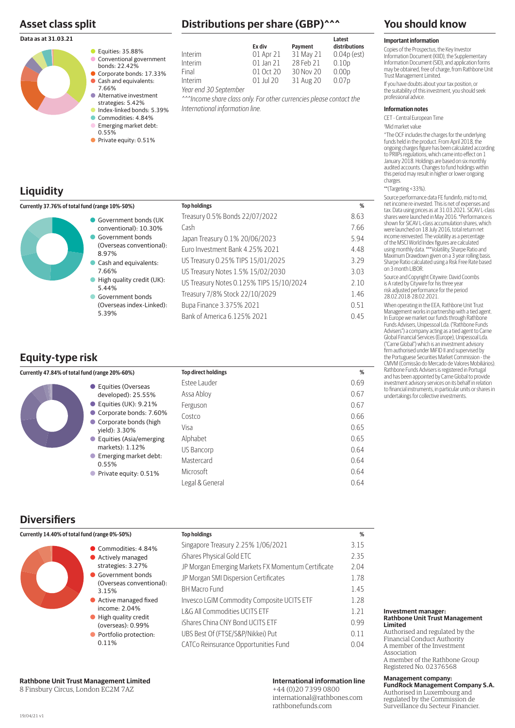## Asset class split

**Data as at 31.03.21**

- Equities: 35.88%
- Conventional government bonds: 22.42%
- Corporate bonds: 17.33%
- Cash and equivalents: 7.66%
- Alternative investment strategies: 5.42%
- Index-linked bonds: 5.39%
- Commodities: 4.84%
- Emerging market debt: 0.55%
- Private equity: 0.51%

## Distributions per share (GBP)^^^

| | Ex div | Payment | Latest distributions |
|---|---|---|---|
| Interim | 01 Apr 21 | 31 May 21 | 0.04p (est) |
| Interim | 01 Jan 21 | 28 Feb 21 | 0.10p |
| Final | 01 Oct 20 | 30 Nov 20 | 0.00p |
| Interim | 01 Jul 20 | 31 Aug 20 | 0.07p |

*Year end 30 September*

*^^^Income share class only. For other currencies please contact the International information line.*

## Liquidity

**Currently 37.76% of total fund (range 10%-50%)**

- Government bonds (UK conventional): 10.30%
- Government bonds (Overseas conventional): 8.97%
- Cash and equivalents: 7.66%
- High quality credit (UK): 5.44%
- Government bonds (Overseas index-Linked): 5.39%

| Top holdings | % |
|---|---|
| Treasury 0.5% Bonds 22/07/2022 | 8.63 |
| Cash | 7.66 |
| Japan Treasury 0.1% 20/06/2023 | 5.94 |
| Euro Investment Bank 4.25% 2021 | 4.48 |
| US Treasury 0.25% TIPS 15/01/2025 | 3.29 |
| US Treasury Notes 1.5% 15/02/2030 | 3.03 |
| US Treasury Notes 0.125% TIPS 15/10/2024 | 2.10 |
| Treasury 7/8% Stock 22/10/2029 | 1.46 |
| Bupa Finance 3.375% 2021 | 0.51 |
| Bank of America 6.125% 2021 | 0.45 |

## Equity-type risk

**Currently 47.84% of total fund (range 20%-60%)**

- Equities (Overseas developed): 25.55%
- Equities (UK): 9.21%
- Corporate bonds: 7.60%
- Corporate bonds (high yield): 3.30%
- Equities (Asia/emerging markets): 1.12%
- Emerging market debt: 0.55%
- Private equity: 0.51%

| Top direct holdings | % |
|---|---|
| Estee Lauder | 0.69 |
| Assa Abloy | 0.67 |
| Ferguson | 0.67 |
| Costco | 0.66 |
| Visa | 0.65 |
| Alphabet | 0.65 |
| US Bancorp | 0.64 |
| Mastercard | 0.64 |
| Microsoft | 0.64 |
| Legal & General | 0.64 |

## Diversifiers

**Currently 14.40% of total fund (range 0%-50%)**

- Commodities: 4.84%
- Actively managed strategies: 3.27%
- Government bonds (Overseas conventional): 3.15%
- Active managed fixed income: 2.04%
- High quality credit (overseas): 0.99%
- Portfolio protection: 0.11%

| Top holdings | % |
|---|---|
| Singapore Treasury 2.25% 1/06/2021 | 3.15 |
| iShares Physical Gold ETC | 2.35 |
| JP Morgan Emerging Markets FX Momentum Certificate | 2.04 |
| JP Morgan SMI Dispersion Certificates | 1.78 |
| BH Macro Fund | 1.45 |
| Invesco LGIM Commodity Composite UCITS ETF | 1.28 |
| L&G All Commodities UCITS ETF | 1.21 |
| iShares China CNY Bond UCITS ETF | 0.99 |
| UBS Best Of (FTSE/S&P/Nikkei) Put | 0.11 |
| CATCo Reinsurance Opportunities Fund | 0.04 |

## You should know

### Important information

Copies of the Prospectus, the Key Investor Information Document (KIID), the Supplementary Information Document (SID), and application forms may be obtained, free of charge, from Rathbone Unit Trust Management Limited.

If you have doubts about your tax position, or the suitability of this investment, you should seek professional advice.

### Information notes

CET - Central European Time

†Mid market value

^The OCF includes the charges for the underlying funds held in the product. From April 2018, the ongoing charges figure has been calculated according to PRIIPs regulations, which came into effect on 1 January 2018. Holdings are based on six monthly audited accounts. Changes to fund holdings within this period may result in higher or lower ongoing charges.

**(Targeting <33%).

Source performance data FE fundinfo, mid to mid, net income re-invested. This is net of expenses and tax. Data using prices as at 31.03.2021. SICAV L-class shares were launched in May 2016. *Performance is shown for SICAV L-class accumulation shares, which were launched on 18 July 2016, total return net income reinvested. The volatility as a percentage of the MSCI World Index figures are calculated using monthly data. ***Volatility, Sharpe Ratio and Maximum Drawdown given on a 3 year rolling basis. Sharpe Ratio calculated using a Risk Free Rate based on 3 month LIBOR.

Source and Copyright Citywire: David Coombs is A rated by Citywire for his three year risk adjusted performance for the period 28.02.2018-28.02.2021.

When operating in the EEA, Rathbone Unit Trust Management works in partnership with a tied agent. In Europe we market our funds through Rathbone Funds Advisers, Unipessoal Lda. ("Rathbone Funds Advisers") a company acting as a tied agent to Carne Global Financial Services (Europe), Unipessoal Lda. ("Carne Global") which is an investment advisory firm authorised under MiFID II and supervised by the Portuguese Securities Market Commission - the CMVM (Comissão do Mercado de Valores Mobiliários). Rathbone Funds Advisers is registered in Portugal and has been appointed by Carne Global to provide investment advisory services on its behalf in relation to financial instruments, in particular units or shares in undertakings for collective investments.

**Investment manager:**
**Rathbone Unit Trust Management Limited**
Authorised and regulated by the Financial Conduct Authority
A member of the Investment Association
A member of the Rathbone Group
Registered No. 02376568

**Management company:**
**FundRock Management Company S.A.**
Authorised in Luxembourg and regulated by the Commission de Surveillance du Secteur Financier.

**Rathbone Unit Trust Management Limited**
8 Finsbury Circus, London EC2M 7AZ

**International information line**
+44 (0)20 7399 0800
international@rathbones.com
rathbonefunds.com

19/04/21 v1